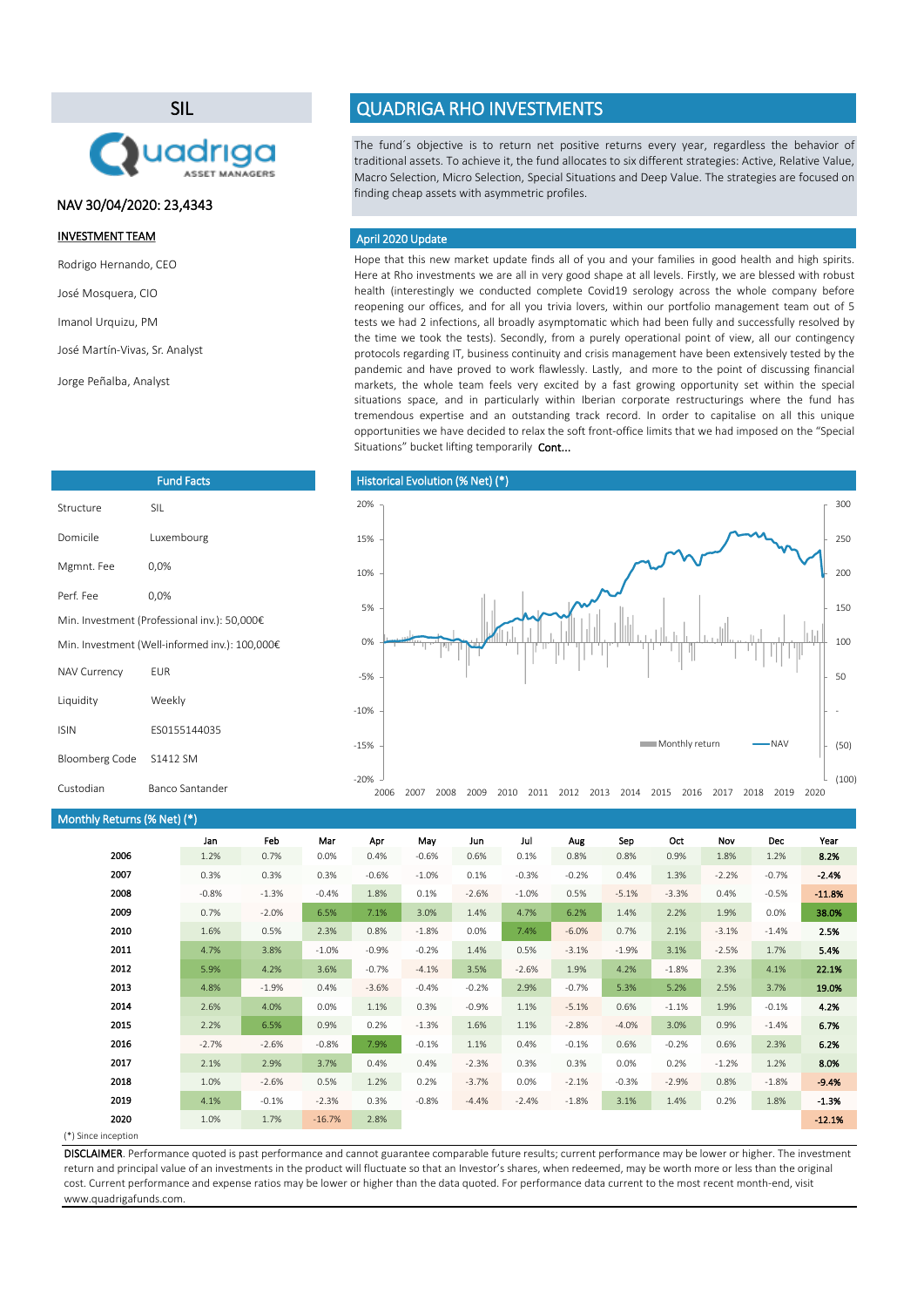# SIL

NAV 30/04/2020: 23,4343

## INVESTMENT TEAM

Rodrigo Hernando, CEO

José Mosquera, CIO

Imanol Urquizu, PM

José Martín-Vivas, Sr. Analyst

Jorge Peñalba, Analyst

# QUADRIGA RHO INVESTMENTS

The fund´s objective is to return net positive returns every year, regardless the behavior of traditional assets. To achieve it, the fund allocates to six different strategies: Active, Relative Value, Macro Selection, Micro Selection, Special Situations and Deep Value. The strategies are focused on finding cheap assets with asymmetric profiles.

## April 2020 Update

Hope that this new market update finds all of you and your families in good health and high spirits. Here at Rho investments we are all in very good shape at all levels. Firstly, we are blessed with robust health (interestingly we conducted complete Covid19 serology across the whole company before reopening our offices, and for all you trivia lovers, within our portfolio management team out of 5 tests we had 2 infections, all broadly asymptomatic which had been fully and successfully resolved by the time we took the tests). Secondly, from a purely operational point of view, all our contingency protocols regarding IT, business continuity and crisis management have been extensively tested by the pandemic and have proved to work flawlessly. Lastly, and more to the point of discussing financial markets, the whole team feels very excited by a fast growing opportunity set within the special situations space, and in particularly within Iberian corporate restructurings where the fund has tremendous expertise and an outstanding track record. In order to capitalise on all this unique opportunities we have decided to relax the soft front-office limits that we had imposed on the "Special Situations" bucket lifting temporarily **Cont...**

## Fund Facts

| | |
|---|---|
| Structure | SIL |
| Domicile | Luxembourg |
| Mgmnt. Fee | 0,0% |
| Perf. Fee | 0,0% |
| Min. Investment (Professional inv.): 50,000€ | |
| Min. Investment (Well-informed inv.): 100,000€ | |
| NAV Currency | EUR |
| Liquidity | Weekly |
| ISIN | ES0155144035 |
| Bloomberg Code | S1412 SM |
| Custodian | Banco Santander |

## Historical Evolution (% Net) (*)

## Monthly Returns (% Net) (*)

| | Jan | Feb | Mar | Apr | May | Jun | Jul | Aug | Sep | Oct | Nov | Dec | Year |
|---|---|---|---|---|---|---|---|---|---|---|---|---|---|
| **2006** | 1.2% | 0.7% | 0.0% | 0.4% | -0.6% | 0.6% | 0.1% | 0.8% | 0.8% | 0.9% | 1.8% | 1.2% | **8.2%** |
| **2007** | 0.3% | 0.3% | 0.3% | -0.6% | -1.0% | 0.1% | -0.3% | -0.2% | 0.4% | 1.3% | -2.2% | -0.7% | **-2.4%** |
| **2008** | -0.8% | -1.3% | -0.4% | 1.8% | 0.1% | -2.6% | -1.0% | 0.5% | -5.1% | -3.3% | 0.4% | -0.5% | **-11.8%** |
| **2009** | 0.7% | -2.0% | 6.5% | 7.1% | 3.0% | 1.4% | 4.7% | 6.2% | 1.4% | 2.2% | 1.9% | 0.0% | **38.0%** |
| **2010** | 1.6% | 0.5% | 2.3% | 0.8% | -1.8% | 0.0% | 7.4% | -6.0% | 0.7% | 2.1% | -3.1% | -1.4% | **2.5%** |
| **2011** | 4.7% | 3.8% | -1.0% | -0.9% | -0.2% | 1.4% | 0.5% | -3.1% | -1.9% | 3.1% | -2.5% | 1.7% | **5.4%** |
| **2012** | 5.9% | 4.2% | 3.6% | -0.7% | -4.1% | 3.5% | -2.6% | 1.9% | 4.2% | -1.8% | 2.3% | 4.1% | **22.1%** |
| **2013** | 4.8% | -1.9% | 0.4% | -3.6% | -0.4% | -0.2% | 2.9% | -0.7% | 5.3% | 5.2% | 2.5% | 3.7% | **19.0%** |
| **2014** | 2.6% | 4.0% | 0.0% | 1.1% | 0.3% | -0.9% | 1.1% | -5.1% | 0.6% | -1.1% | 1.9% | -0.1% | **4.2%** |
| **2015** | 2.2% | 6.5% | 0.9% | 0.2% | -1.3% | 1.6% | 1.1% | -2.8% | -4.0% | 3.0% | 0.9% | -1.4% | **6.7%** |
| **2016** | -2.7% | -2.6% | -0.8% | 7.9% | -0.1% | 1.1% | 0.4% | -0.1% | 0.6% | -0.2% | 0.6% | 2.3% | **6.2%** |
| **2017** | 2.1% | 2.9% | 3.7% | 0.4% | 0.4% | -2.3% | 0.3% | 0.3% | 0.0% | 0.2% | -1.2% | 1.2% | **8.0%** |
| **2018** | 1.0% | -2.6% | 0.5% | 1.2% | 0.2% | -3.7% | 0.0% | -2.1% | -0.3% | -2.9% | 0.8% | -1.8% | **-9.4%** |
| **2019** | 4.1% | -0.1% | -2.3% | 0.3% | -0.8% | -4.4% | -2.4% | -1.8% | 3.1% | 1.4% | 0.2% | 1.8% | **-1.3%** |
| **2020** | 1.0% | 1.7% | -16.7% | 2.8% | | | | | | | | | **-12.1%** |

(*) Since inception

**DISCLAIMER**. Performance quoted is past performance and cannot guarantee comparable future results; current performance may be lower or higher. The investment return and principal value of an investments in the product will fluctuate so that an Investor's shares, when redeemed, may be worth more or less than the original cost. Current performance and expense ratios may be lower or higher than the data quoted. For performance data current to the most recent month-end, visit www.quadrigafunds.com.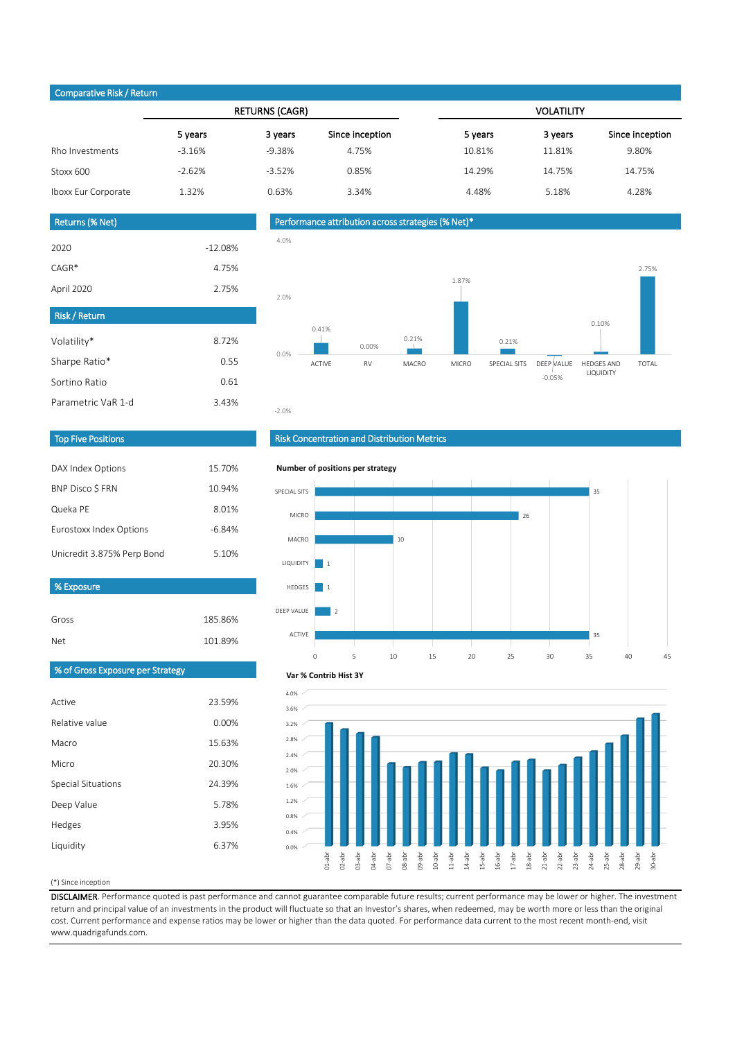## Comparative Risk / Return

| | RETURNS (CAGR) | | | VOLATILITY | | |
|---|---|---|---|---|---|---|
| | 5 years | 3 years | Since inception | 5 years | 3 years | Since inception |
| Rho Investments | -3.16% | -9.38% | 4.75% | 10.81% | 11.81% | 9.80% |
| Stoxx 600 | -2.62% | -3.52% | 0.85% | 14.29% | 14.75% | 14.75% |
| Iboxx Eur Corporate | 1.32% | 0.63% | 3.34% | 4.48% | 5.18% | 4.28% |

## Returns (% Net)

| | |
|---|---|
| 2020 | -12.08% |
| CAGR* | 4.75% |
| April 2020 | 2.75% |

## Performance attribution across strategies (% Net)*

| ACTIVE | RV | MACRO | MICRO | SPECIAL SITS | DEEP VALUE | HEDGES AND LIQUIDITY | TOTAL |
|---|---|---|---|---|---|---|---|
| 0.41% | 0.00% | 0.21% | 1.87% | 0.21% | -0.05% | 0.10% | 2.75% |

## Risk / Return

| | |
|---|---|
| Volatility* | 8.72% |
| Sharpe Ratio* | 0.55 |
| Sortino Ratio | 0.61 |
| Parametric VaR 1-d | 3.43% |

## Top Five Positions

| | |
|---|---|
| DAX Index Options | 15.70% |
| BNP Disco $ FRN | 10.94% |
| Queka PE | 8.01% |
| Eurostoxx Index Options | -6.84% |
| Unicredit 3.875% Perp Bond | 5.10% |

## % Exposure

| | |
|---|---|
| Gross | 185.86% |
| Net | 101.89% |

## % of Gross Exposure per Strategy

| | |
|---|---|
| Active | 23.59% |
| Relative value | 0.00% |
| Macro | 15.63% |
| Micro | 20.30% |
| Special Situations | 24.39% |
| Deep Value | 5.78% |
| Hedges | 3.95% |
| Liquidity | 6.37% |

## Risk Concentration and Distribution Metrics

**Number of positions per strategy**

| Strategy | Positions |
|---|---|
| SPECIAL SITS | 35 |
| MICRO | 26 |
| MACRO | 10 |
| LIQUIDITY | 1 |
| HEDGES | 1 |
| DEEP VALUE | 2 |
| ACTIVE | 35 |

**Var % Contrib Hist 3Y**

(*) Since inception

DISCLAIMER. Performance quoted is past performance and cannot guarantee comparable future results; current performance may be lower or higher. The investment return and principal value of an investments in the product will fluctuate so that an Investor's shares, when redeemed, may be worth more or less than the original cost. Current performance and expense ratios may be lower or higher than the data quoted. For performance data current to the most recent month-end, visit www.quadrigafunds.com.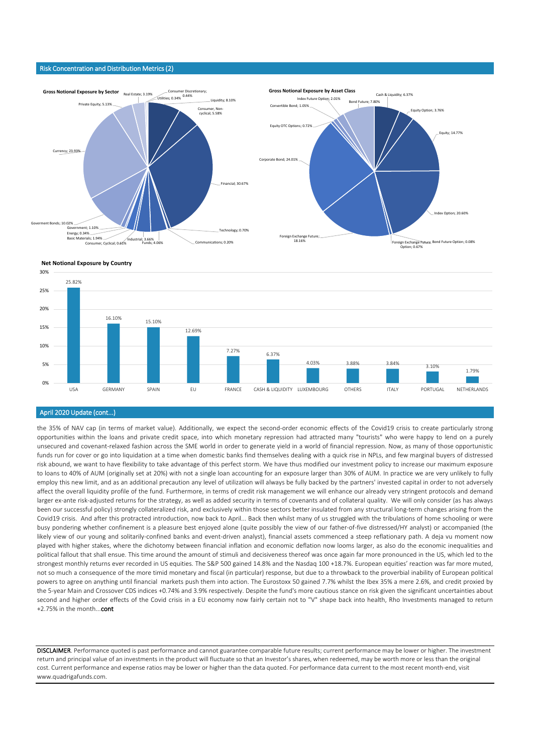## Risk Concentration and Distribution Metrics (2)

**Gross Notional Exposure by Sector**

| Sector | Exposure |
|---|---|
| Liquidity | 8.10% |
| Consumer, Non-cyclical | 5.58% |
| Financial | 30.67% |
| Technology | 0.70% |
| Communications | 0.20% |
| Funds | 4.06% |
| Industrial | 3.66% |
| Consumer, Cyclical | 0.61% |
| Basic Materials | 1.94% |
| Energy | 0.34% |
| Government | 1.10% |
| Goverment Bonds | 10.02% |
| Currency | 23.93% |
| Private Equity | 5.13% |
| Real Estate | 3.19% |
| Utilities | 0.34% |
| Consumer Discretionary | 0.44% |

**Gross Notional Exposure by Asset Class**

| Asset Class | Exposure |
|---|---|
| Cash & Liquidity | 6.37% |
| Equity Option | 3.76% |
| Equity | 14.77% |
| Index Option | 20.60% |
| Bond Future Option | 0.08% |
| Foreign Exchange Future Option | 0.67% |
| Foreign Exchange Future | 18.16% |
| Corporate Bond | 24.01% |
| Equity OTC Options | 0.72% |
| Convertible Bond | 1.05% |
| Index Future Option | 2.01% |
| Bond Future | 7.80% |

**Net Notional Exposure by Country**

| Country | Exposure |
|---|---|
| USA | 25.82% |
| GERMANY | 16.10% |
| SPAIN | 15.10% |
| EU | 12.69% |
| FRANCE | 7.27% |
| CASH & LIQUIDITY | 6.37% |
| LUXEMBOURG | 4.03% |
| OTHERS | 3.88% |
| ITALY | 3.84% |
| PORTUGAL | 3.10% |
| NETHERLANDS | 1.79% |

## April 2020 Update (cont...)

the 35% of NAV cap (in terms of market value). Additionally, we expect the second-order economic effects of the Covid19 crisis to create particularly strong opportunities within the loans and private credit space, into which monetary repression had attracted many "tourists" who were happy to lend on a purely unsecured and covenant-relaxed fashion across the SME world in order to generate yield in a world of financial repression. Now, as many of those opportunistic funds run for cover or go into liquidation at a time when domestic banks find themselves dealing with a quick rise in NPLs, and few marginal buyers of distressed risk abound, we want to have flexibility to take advantage of this perfect storm. We have thus modified our investment policy to increase our maximum exposure to loans to 40% of AUM (originally set at 20%) with not a single loan accounting for an exposure larger than 30% of AUM. In practice we are very unlikely to fully employ this new limit, and as an additional precaution any level of utilization will always be fully backed by the partners' invested capital in order to not adversely affect the overall liquidity profile of the fund. Furthermore, in terms of credit risk management we will enhance our already very stringent protocols and demand larger ex-ante risk-adjusted returns for the strategy, as well as added security in terms of covenants and of collateral quality. We will only consider (as has always been our successful policy) strongly collateralized risk, and exclusively within those sectors better insulated from any structural long-term changes arising from the Covid19 crisis. And after this protracted introduction, now back to April... Back then whilst many of us struggled with the tribulations of home schooling or were busy pondering whether confinement is a pleasure best enjoyed alone (quite possibly the view of our father-of-five distressed/HY analyst) or accompanied (the likely view of our young and solitarily-confined banks and event-driven analyst), financial assets commenced a steep reflationary path. A deja vu moment now played with higher stakes, where the dichotomy between financial inflation and economic deflation now looms larger, as also do the economic inequalities and political fallout that shall ensue. This time around the amount of stimuli and decisiveness thereof was once again far more pronounced in the US, which led to the strongest monthly returns ever recorded in US equities. The S&P 500 gained 14.8% and the Nasdaq 100 +18.7%. European equities' reaction was far more muted, not so much a consequence of the more timid monetary and fiscal (in particular) response, but due to a throwback to the proverbial inability of European political powers to agree on anything until financial markets push them into action. The Eurostoxx 50 gained 7.7% whilst the Ibex 35% a mere 2.6%, and credit proxied by the 5-year Main and Crossover CDS indices +0.74% and 3.9% respectively. Despite the fund's more cautious stance on risk given the significant uncertainties about second and higher order effects of the Covid crisis in a EU economy now fairly certain not to "V" shape back into health, Rho Investments managed to return +2.75% in the month...**cont**

**DISCLAIMER**. Performance quoted is past performance and cannot guarantee comparable future results; current performance may be lower or higher. The investment return and principal value of an investments in the product will fluctuate so that an Investor's shares, when redeemed, may be worth more or less than the original cost. Current performance and expense ratios may be lower or higher than the data quoted. For performance data current to the most recent month-end, visit www.quadrigafunds.com.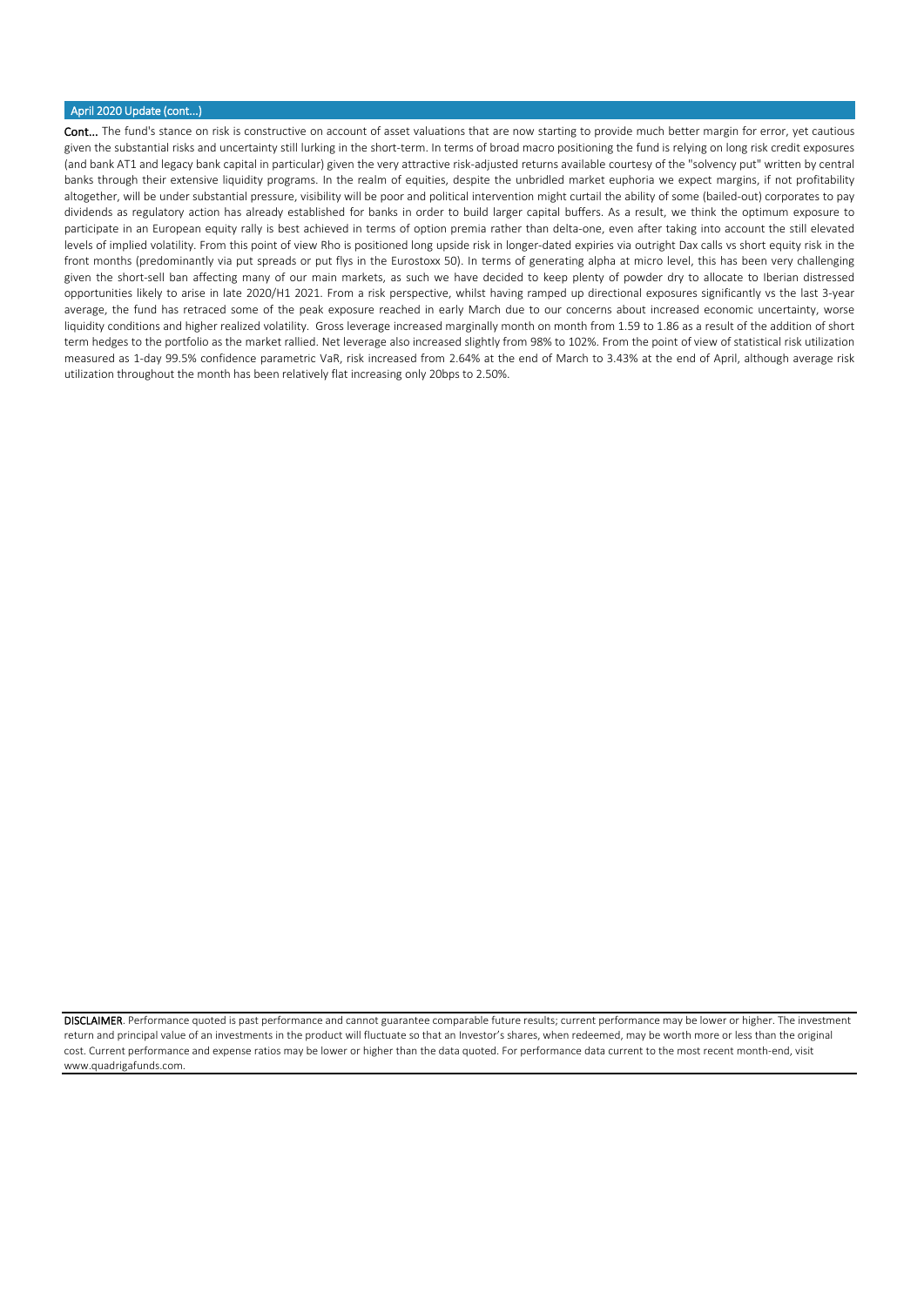## April 2020 Update (cont...)

**Cont...** The fund's stance on risk is constructive on account of asset valuations that are now starting to provide much better margin for error, yet cautious given the substantial risks and uncertainty still lurking in the short-term. In terms of broad macro positioning the fund is relying on long risk credit exposures (and bank AT1 and legacy bank capital in particular) given the very attractive risk-adjusted returns available courtesy of the "solvency put" written by central banks through their extensive liquidity programs. In the realm of equities, despite the unbridled market euphoria we expect margins, if not profitability altogether, will be under substantial pressure, visibility will be poor and political intervention might curtail the ability of some (bailed-out) corporates to pay dividends as regulatory action has already established for banks in order to build larger capital buffers. As a result, we think the optimum exposure to participate in an European equity rally is best achieved in terms of option premia rather than delta-one, even after taking into account the still elevated levels of implied volatility. From this point of view Rho is positioned long upside risk in longer-dated expiries via outright Dax calls vs short equity risk in the front months (predominantly via put spreads or put flys in the Eurostoxx 50). In terms of generating alpha at micro level, this has been very challenging given the short-sell ban affecting many of our main markets, as such we have decided to keep plenty of powder dry to allocate to Iberian distressed opportunities likely to arise in late 2020/H1 2021. From a risk perspective, whilst having ramped up directional exposures significantly vs the last 3-year average, the fund has retraced some of the peak exposure reached in early March due to our concerns about increased economic uncertainty, worse liquidity conditions and higher realized volatility. Gross leverage increased marginally month on month from 1.59 to 1.86 as a result of the addition of short term hedges to the portfolio as the market rallied. Net leverage also increased slightly from 98% to 102%. From the point of view of statistical risk utilization measured as 1-day 99.5% confidence parametric VaR, risk increased from 2.64% at the end of March to 3.43% at the end of April, although average risk utilization throughout the month has been relatively flat increasing only 20bps to 2.50%.

**DISCLAIMER**. Performance quoted is past performance and cannot guarantee comparable future results; current performance may be lower or higher. The investment return and principal value of an investments in the product will fluctuate so that an Investor's shares, when redeemed, may be worth more or less than the original cost. Current performance and expense ratios may be lower or higher than the data quoted. For performance data current to the most recent month-end, visit www.quadrigafunds.com.